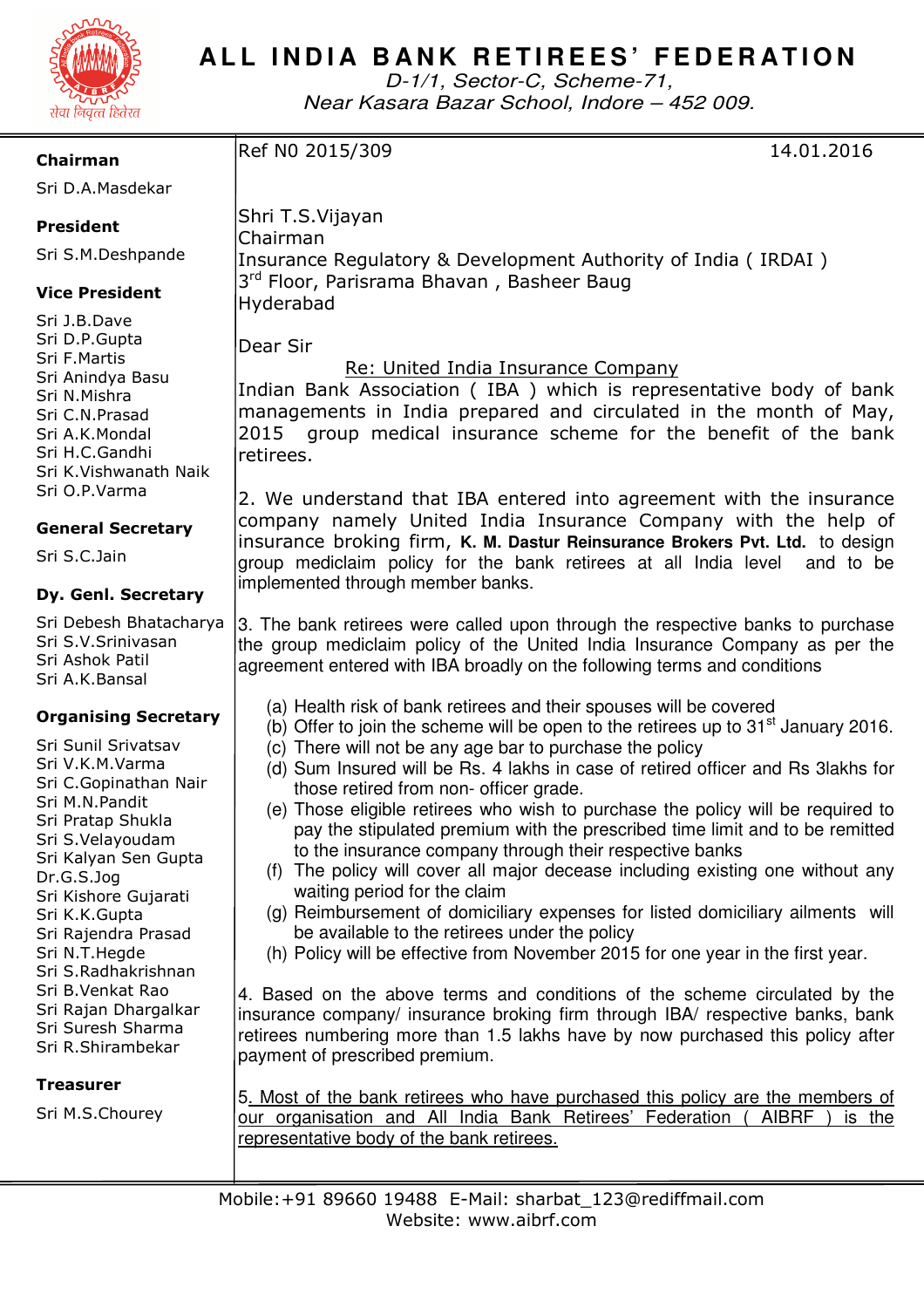# ALL INDIA BANK RETIREES' FEDERATION

*D-1/1, Sector-C, Scheme-71,*
*Near Kasara Bazar School, Indore – 452 009.*

सेवा निवृत्त हितेरत

**Chairman**
Sri D.A.Masdekar

**President**
Sri S.M.Deshpande

**Vice President**
Sri J.B.Dave
Sri D.P.Gupta
Sri F.Martis
Sri Anindya Basu
Sri N.Mishra
Sri C.N.Prasad
Sri A.K.Mondal
Sri H.C.Gandhi
Sri K.Vishwanath Naik
Sri O.P.Varma

**General Secretary**
Sri S.C.Jain

**Dy. Genl. Secretary**
Sri Debesh Bhatacharya
Sri S.V.Srinivasan
Sri Ashok Patil
Sri A.K.Bansal

**Organising Secretary**
Sri Sunil Srivatsav
Sri V.K.M.Varma
Sri C.Gopinathan Nair
Sri M.N.Pandit
Sri Pratap Shukla
Sri S.Velayoudam
Sri Kalyan Sen Gupta
Dr.G.S.Jog
Sri Kishore Gujarati
Sri K.K.Gupta
Sri Rajendra Prasad
Sri N.T.Hegde
Sri S.Radhakrishnan
Sri B.Venkat Rao
Sri Rajan Dhargalkar
Sri Suresh Sharma
Sri R.Shirambekar

**Treasurer**
Sri M.S.Chourey

---

Ref N0 2015/309 14.01.2016

Shri T.S.Vijayan
Chairman
Insurance Regulatory & Development Authority of India ( IRDAI )
3rd Floor, Parisrama Bhavan , Basheer Baug
Hyderabad

Dear Sir

Re: United India Insurance Company

Indian Bank Association ( IBA ) which is representative body of bank managements in India prepared and circulated in the month of May, 2015 group medical insurance scheme for the benefit of the bank retirees.

2. We understand that IBA entered into agreement with the insurance company namely United India Insurance Company with the help of insurance broking firm, **K. M. Dastur Reinsurance Brokers Pvt. Ltd.** to design group mediclaim policy for the bank retirees at all India level and to be implemented through member banks.

3. The bank retirees were called upon through the respective banks to purchase the group mediclaim policy of the United India Insurance Company as per the agreement entered with IBA broadly on the following terms and conditions

(a) Health risk of bank retirees and their spouses will be covered
(b) Offer to join the scheme will be open to the retirees up to 31st January 2016.
(c) There will not be any age bar to purchase the policy
(d) Sum Insured will be Rs. 4 lakhs in case of retired officer and Rs 3lakhs for those retired from non- officer grade.
(e) Those eligible retirees who wish to purchase the policy will be required to pay the stipulated premium with the prescribed time limit and to be remitted to the insurance company through their respective banks
(f) The policy will cover all major decease including existing one without any waiting period for the claim
(g) Reimbursement of domiciliary expenses for listed domiciliary ailments will be available to the retirees under the policy
(h) Policy will be effective from November 2015 for one year in the first year.

4. Based on the above terms and conditions of the scheme circulated by the insurance company/ insurance broking firm through IBA/ respective banks, bank retirees numbering more than 1.5 lakhs have by now purchased this policy after payment of prescribed premium.

5. Most of the bank retirees who have purchased this policy are the members of our organisation and All India Bank Retirees' Federation ( AIBRF ) is the representative body of the bank retirees.

Mobile:+91 89660 19488 E-Mail: sharbat_123@rediffmail.com
Website: www.aibrf.com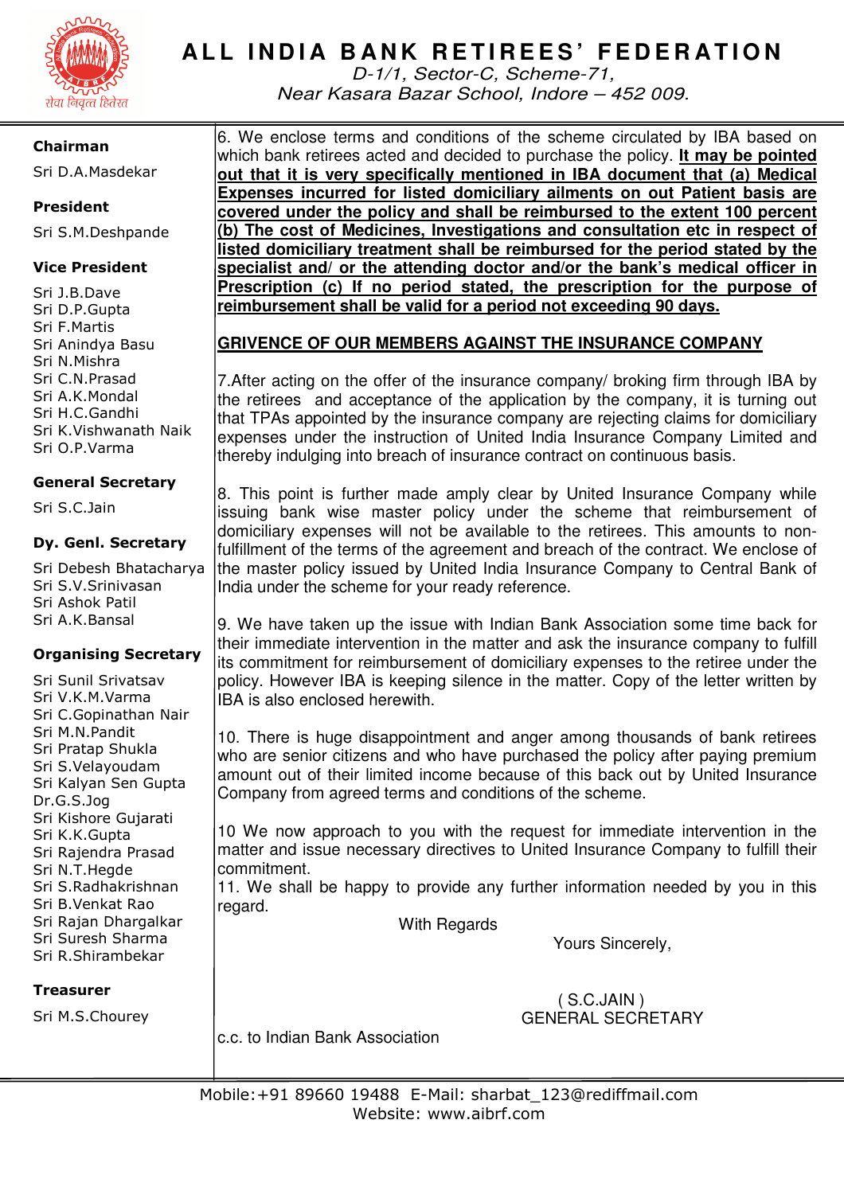# ALL INDIA BANK RETIREES' FEDERATION

*D-1/1, Sector-C, Scheme-71,*
*Near Kasara Bazar School, Indore – 452 009.*

**Chairman**
Sri D.A.Masdekar

**President**
Sri S.M.Deshpande

**Vice President**
Sri J.B.Dave
Sri D.P.Gupta
Sri F.Martis
Sri Anindya Basu
Sri N.Mishra
Sri C.N.Prasad
Sri A.K.Mondal
Sri H.C.Gandhi
Sri K.Vishwanath Naik
Sri O.P.Varma

**General Secretary**
Sri S.C.Jain

**Dy. Genl. Secretary**
Sri Debesh Bhatacharya
Sri S.V.Srinivasan
Sri Ashok Patil
Sri A.K.Bansal

**Organising Secretary**
Sri Sunil Srivatsav
Sri V.K.M.Varma
Sri C.Gopinathan Nair
Sri M.N.Pandit
Sri Pratap Shukla
Sri S.Velayoudam
Sri Kalyan Sen Gupta
Dr.G.S.Jog
Sri Kishore Gujarati
Sri K.K.Gupta
Sri Rajendra Prasad
Sri N.T.Hegde
Sri S.Radhakrishnan
Sri B.Venkat Rao
Sri Rajan Dhargalkar
Sri Suresh Sharma
Sri R.Shirambekar

**Treasurer**
Sri M.S.Chourey

6. We enclose terms and conditions of the scheme circulated by IBA based on which bank retirees acted and decided to purchase the policy. **It may be pointed out that it is very specifically mentioned in IBA document that (a) Medical Expenses incurred for listed domiciliary ailments on out Patient basis are covered under the policy and shall be reimbursed to the extent 100 percent (b) The cost of Medicines, Investigations and consultation etc in respect of listed domiciliary treatment shall be reimbursed for the period stated by the specialist and/ or the attending doctor and/or the bank's medical officer in Prescription (c) If no period stated, the prescription for the purpose of reimbursement shall be valid for a period not exceeding 90 days.**

**GRIVENCE OF OUR MEMBERS AGAINST THE INSURANCE COMPANY**

7.After acting on the offer of the insurance company/ broking firm through IBA by the retirees and acceptance of the application by the company, it is turning out that TPAs appointed by the insurance company are rejecting claims for domiciliary expenses under the instruction of United India Insurance Company Limited and thereby indulging into breach of insurance contract on continuous basis.

8. This point is further made amply clear by United Insurance Company while issuing bank wise master policy under the scheme that reimbursement of domiciliary expenses will not be available to the retirees. This amounts to non-fulfillment of the terms of the agreement and breach of the contract. We enclose of the master policy issued by United India Insurance Company to Central Bank of India under the scheme for your ready reference.

9. We have taken up the issue with Indian Bank Association some time back for their immediate intervention in the matter and ask the insurance company to fulfill its commitment for reimbursement of domiciliary expenses to the retiree under the policy. However IBA is keeping silence in the matter. Copy of the letter written by IBA is also enclosed herewith.

10. There is huge disappointment and anger among thousands of bank retirees who are senior citizens and who have purchased the policy after paying premium amount out of their limited income because of this back out by United Insurance Company from agreed terms and conditions of the scheme.

10 We now approach to you with the request for immediate intervention in the matter and issue necessary directives to United Insurance Company to fulfill their commitment.

11. We shall be happy to provide any further information needed by you in this regard.

With Regards

Yours Sincerely,

( S.C.JAIN )
GENERAL SECRETARY

c.c. to Indian Bank Association

Mobile:+91 89660 19488 E-Mail: sharbat_123@rediffmail.com
Website: www.aibrf.com